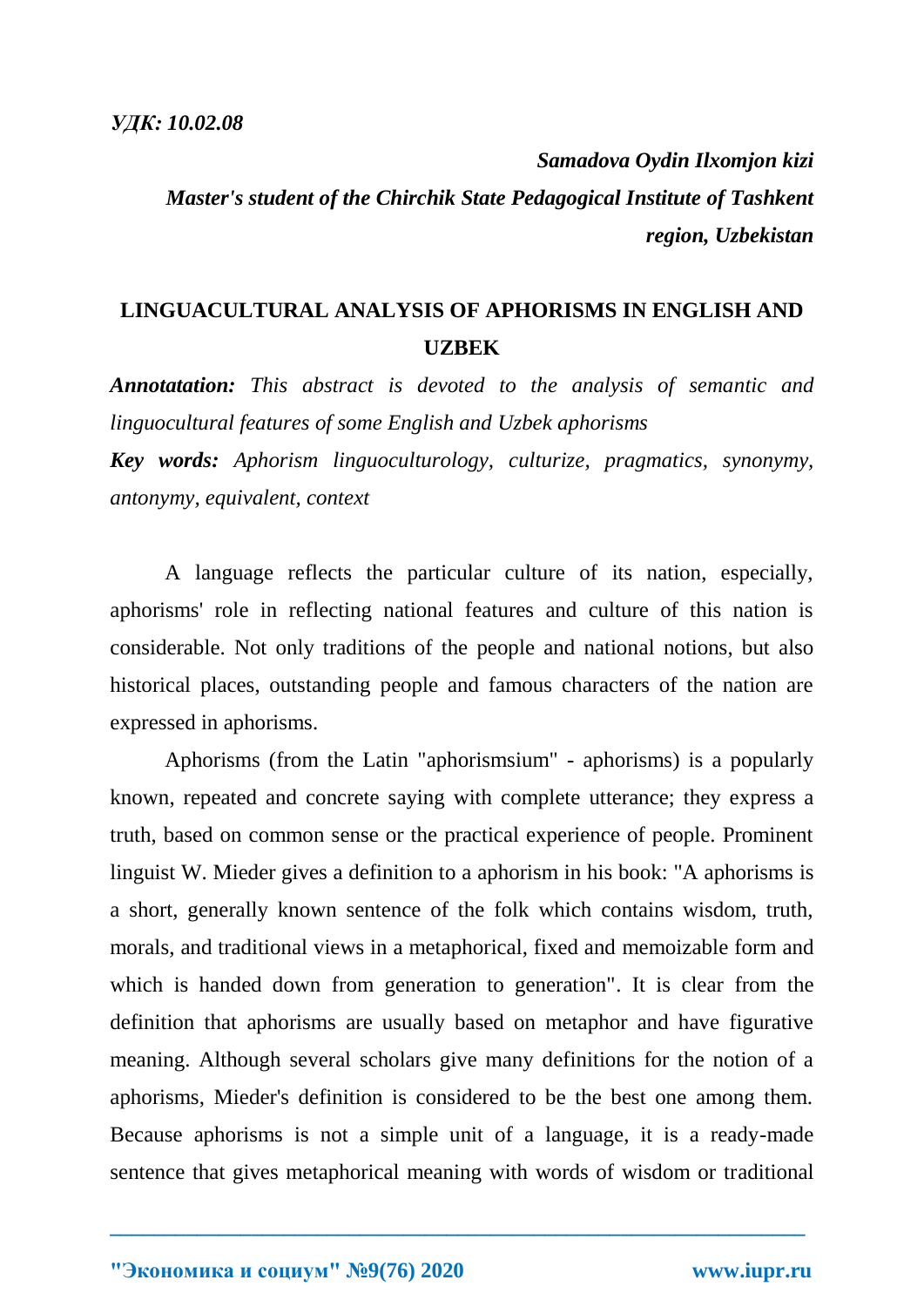***УДК: 10.02.08***

***Samadova Oydin Ilxomjon kizi***

***Master's student of the Chirchik State Pedagogical Institute of Tashkent region, Uzbekistan***

# LINGUACULTURAL ANALYSIS OF APHORISMS IN ENGLISH AND UZBEK

***Annotatation:*** *This abstract is devoted to the analysis of semantic and linguocultural features of some English and Uzbek aphorisms*

***Key words:*** *Aphorism linguoculturology, culturize, pragmatics, synonymy, antonymy, equivalent, context*

A language reflects the particular culture of its nation, especially, aphorisms' role in reflecting national features and culture of this nation is considerable. Not only traditions of the people and national notions, but also historical places, outstanding people and famous characters of the nation are expressed in aphorisms.

Aphorisms (from the Latin "aphorismsium" - aphorisms) is a popularly known, repeated and concrete saying with complete utterance; they express a truth, based on common sense or the practical experience of people. Prominent linguist W. Mieder gives a definition to a aphorism in his book: "A aphorisms is a short, generally known sentence of the folk which contains wisdom, truth, morals, and traditional views in a metaphorical, fixed and memoizable form and which is handed down from generation to generation". It is clear from the definition that aphorisms are usually based on metaphor and have figurative meaning. Although several scholars give many definitions for the notion of a aphorisms, Mieder's definition is considered to be the best one among them. Because aphorisms is not a simple unit of a language, it is a ready-made sentence that gives metaphorical meaning with words of wisdom or traditional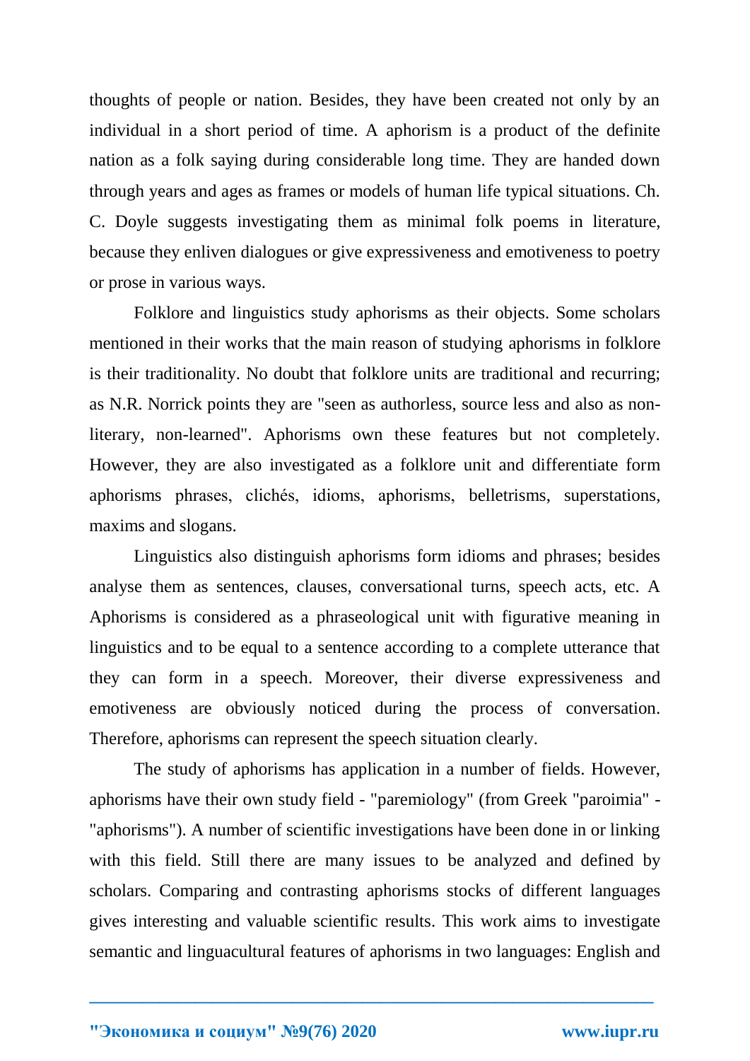thoughts of people or nation. Besides, they have been created not only by an individual in a short period of time. A aphorism is a product of the definite nation as a folk saying during considerable long time. They are handed down through years and ages as frames or models of human life typical situations. Ch. C. Doyle suggests investigating them as minimal folk poems in literature, because they enliven dialogues or give expressiveness and emotiveness to poetry or prose in various ways.

Folklore and linguistics study aphorisms as their objects. Some scholars mentioned in their works that the main reason of studying aphorisms in folklore is their traditionality. No doubt that folklore units are traditional and recurring; as N.R. Norrick points they are "seen as authorless, source less and also as non-literary, non-learned". Aphorisms own these features but not completely. However, they are also investigated as a folklore unit and differentiate form aphorisms phrases, clichés, idioms, aphorisms, belletrisms, superstations, maxims and slogans.

Linguistics also distinguish aphorisms form idioms and phrases; besides analyse them as sentences, clauses, conversational turns, speech acts, etc. A Aphorisms is considered as a phraseological unit with figurative meaning in linguistics and to be equal to a sentence according to a complete utterance that they can form in a speech. Moreover, their diverse expressiveness and emotiveness are obviously noticed during the process of conversation. Therefore, aphorisms can represent the speech situation clearly.

The study of aphorisms has application in a number of fields. However, aphorisms have their own study field - "paremiology" (from Greek "paroimia" - "aphorisms"). A number of scientific investigations have been done in or linking with this field. Still there are many issues to be analyzed and defined by scholars. Comparing and contrasting aphorisms stocks of different languages gives interesting and valuable scientific results. This work aims to investigate semantic and linguacultural features of aphorisms in two languages: English and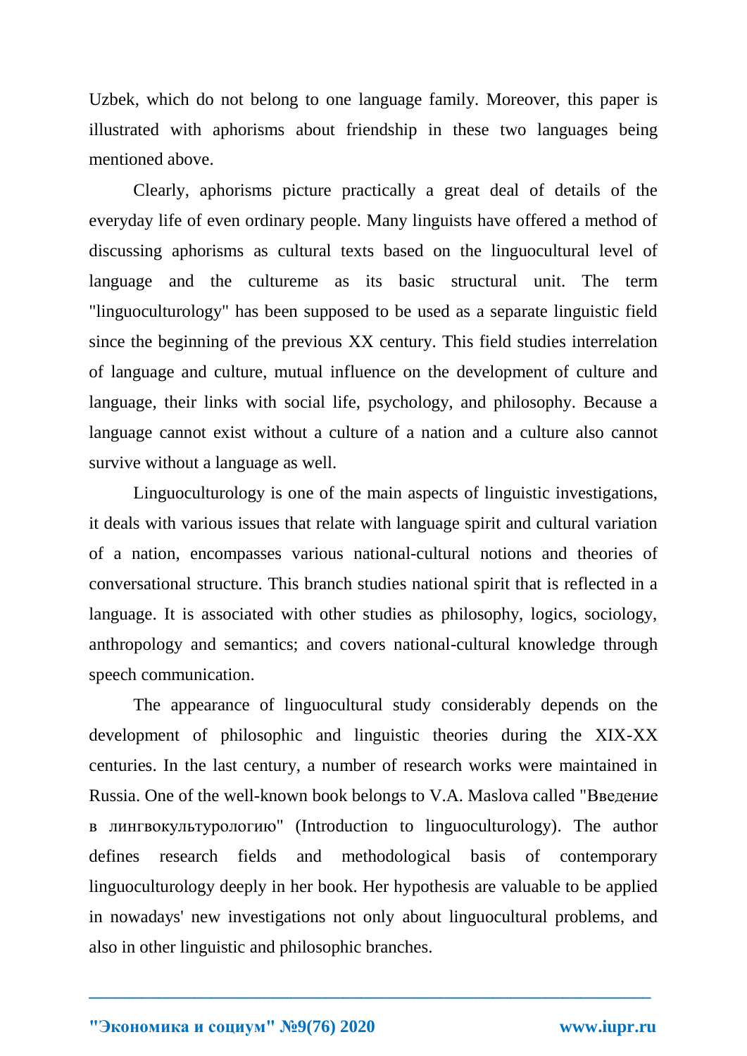Uzbek, which do not belong to one language family. Moreover, this paper is illustrated with aphorisms about friendship in these two languages being mentioned above.

Clearly, aphorisms picture practically a great deal of details of the everyday life of even ordinary people. Many linguists have offered a method of discussing aphorisms as cultural texts based on the linguocultural level of language and the cultureme as its basic structural unit. The term "linguoculturology" has been supposed to be used as a separate linguistic field since the beginning of the previous XX century. This field studies interrelation of language and culture, mutual influence on the development of culture and language, their links with social life, psychology, and philosophy. Because a language cannot exist without a culture of a nation and a culture also cannot survive without a language as well.

Linguoculturology is one of the main aspects of linguistic investigations, it deals with various issues that relate with language spirit and cultural variation of a nation, encompasses various national-cultural notions and theories of conversational structure. This branch studies national spirit that is reflected in a language. It is associated with other studies as philosophy, logics, sociology, anthropology and semantics; and covers national-cultural knowledge through speech communication.

The appearance of linguocultural study considerably depends on the development of philosophic and linguistic theories during the XIX-XX centuries. In the last century, a number of research works were maintained in Russia. One of the well-known book belongs to V.A. Maslova called "Введение в лингвокультурологию" (Introduction to linguoculturology). The author defines research fields and methodological basis of contemporary linguoculturology deeply in her book. Her hypothesis are valuable to be applied in nowadays' new investigations not only about linguocultural problems, and also in other linguistic and philosophic branches.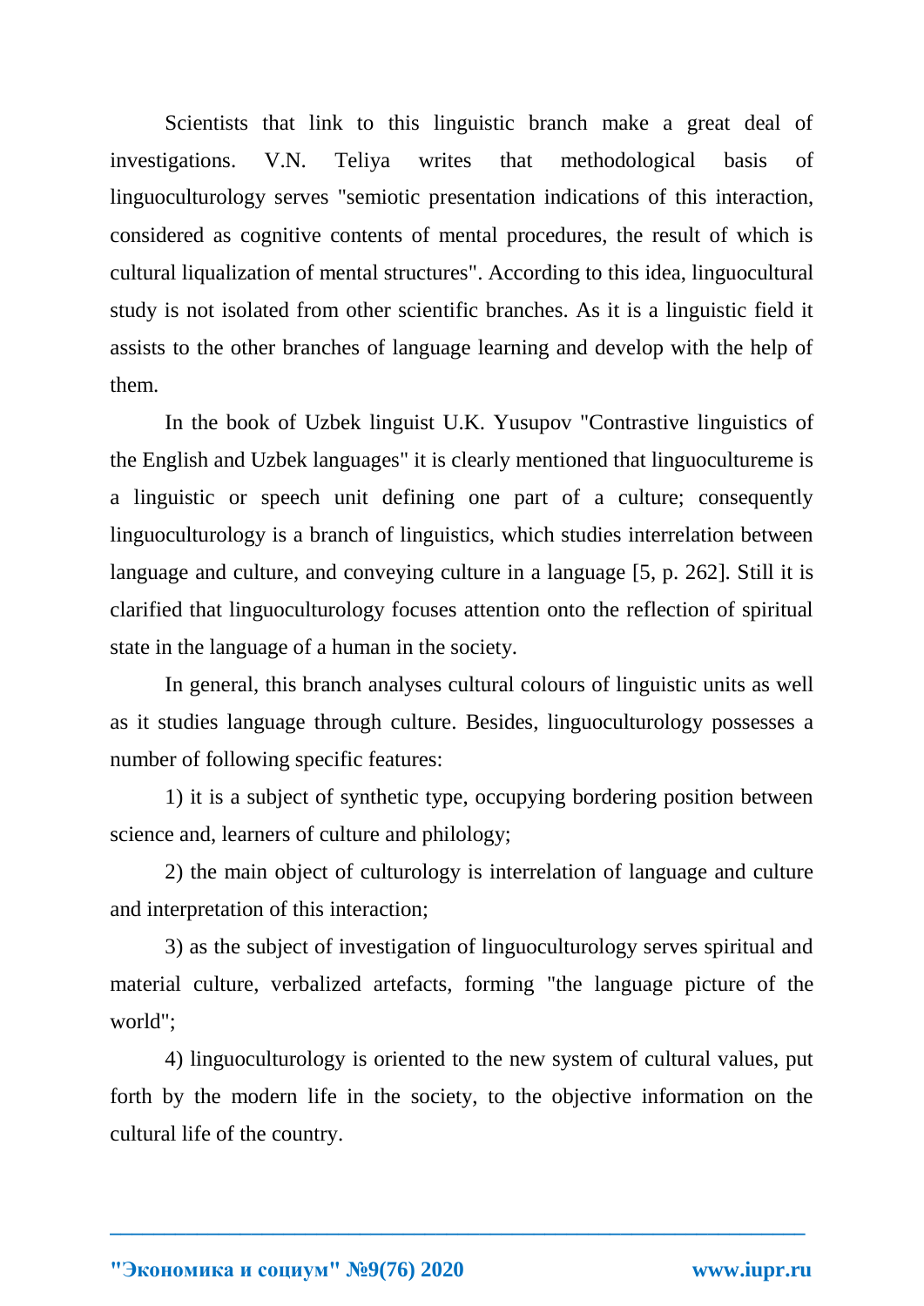Scientists that link to this linguistic branch make a great deal of investigations. V.N. Teliya writes that methodological basis of linguoculturology serves "semiotic presentation indications of this interaction, considered as cognitive contents of mental procedures, the result of which is cultural liqualization of mental structures". According to this idea, linguocultural study is not isolated from other scientific branches. As it is a linguistic field it assists to the other branches of language learning and develop with the help of them.

In the book of Uzbek linguist U.K. Yusupov "Contrastive linguistics of the English and Uzbek languages" it is clearly mentioned that linguocultureme is a linguistic or speech unit defining one part of a culture; consequently linguoculturology is a branch of linguistics, which studies interrelation between language and culture, and conveying culture in a language [5, p. 262]. Still it is clarified that linguoculturology focuses attention onto the reflection of spiritual state in the language of a human in the society.

In general, this branch analyses cultural colours of linguistic units as well as it studies language through culture. Besides, linguoculturology possesses a number of following specific features:

1) it is a subject of synthetic type, occupying bordering position between science and, learners of culture and philology;

2) the main object of culturology is interrelation of language and culture and interpretation of this interaction;

3) as the subject of investigation of linguoculturology serves spiritual and material culture, verbalized artefacts, forming "the language picture of the world";

4) linguoculturology is oriented to the new system of cultural values, put forth by the modern life in the society, to the objective information on the cultural life of the country.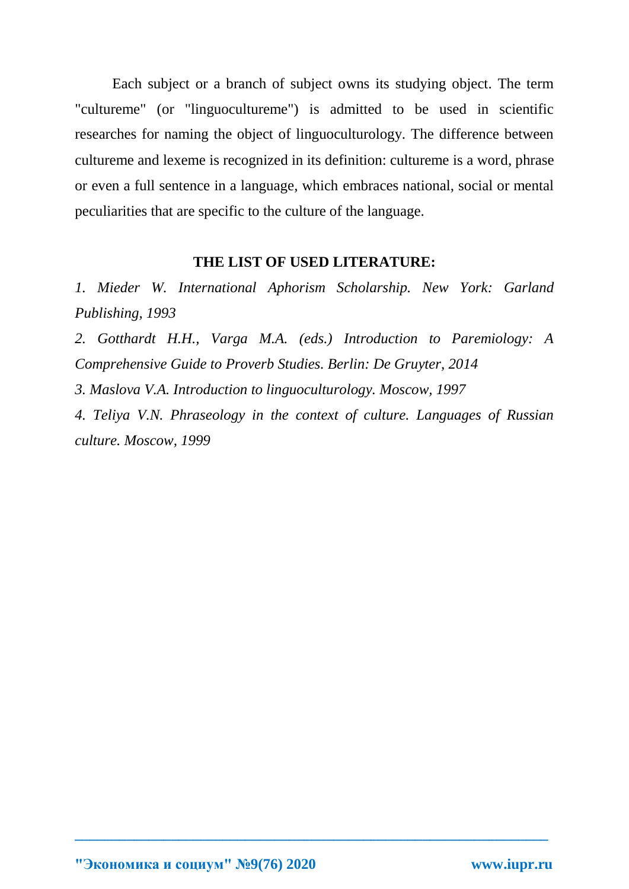Each subject or a branch of subject owns its studying object. The term "cultureme" (or "linguocultureme") is admitted to be used in scientific researches for naming the object of linguoculturology. The difference between cultureme and lexeme is recognized in its definition: cultureme is a word, phrase or even a full sentence in a language, which embraces national, social or mental peculiarities that are specific to the culture of the language.

## THE LIST OF USED LITERATURE:

1. *Mieder W. International Aphorism Scholarship. New York: Garland Publishing, 1993*
2. *Gotthardt H.H., Varga M.A. (eds.) Introduction to Paremiology: A Comprehensive Guide to Proverb Studies. Berlin: De Gruyter, 2014*
3. *Maslova V.A. Introduction to linguoculturology. Moscow, 1997*
4. *Teliya V.N. Phraseology in the context of culture. Languages of Russian culture. Moscow, 1999*